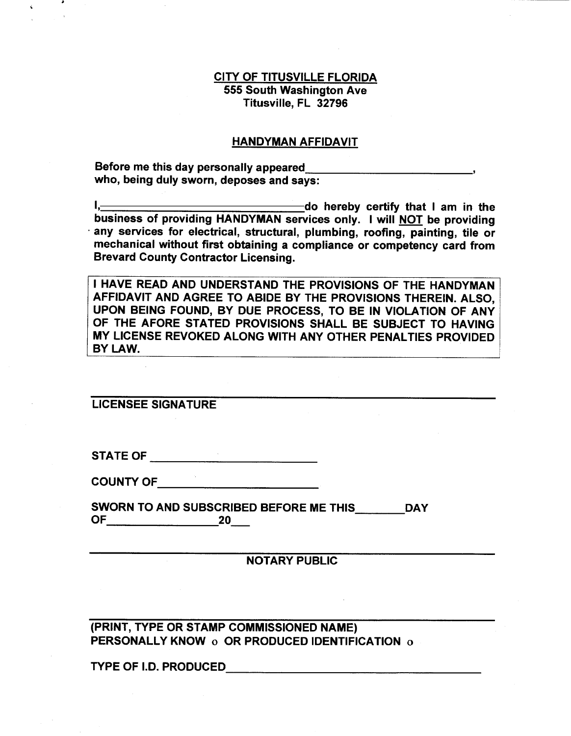**CITY OF TITUSVILLE FLORIDA**
**555 South Washington Ave**
**Titusville, FL 32796**

## HANDYMAN AFFIDAVIT

**Before me this day personally appeared\_\_\_\_\_\_\_\_\_\_\_\_\_\_\_\_\_\_\_\_\_\_\_\_\_\_\_\_, who, being duly sworn, deposes and says:**

**I,\_\_\_\_\_\_\_\_\_\_\_\_\_\_\_\_\_\_\_\_\_\_\_\_\_\_\_\_\_\_\_\_\_\_do hereby certify that I am in the business of providing HANDYMAN services only. I will NOT be providing any services for electrical, structural, plumbing, roofing, painting, tile or mechanical without first obtaining a compliance or competency card from Brevard County Contractor Licensing.**

**I HAVE READ AND UNDERSTAND THE PROVISIONS OF THE HANDYMAN AFFIDAVIT AND AGREE TO ABIDE BY THE PROVISIONS THEREIN. ALSO, UPON BEING FOUND, BY DUE PROCESS, TO BE IN VIOLATION OF ANY OF THE AFORE STATED PROVISIONS SHALL BE SUBJECT TO HAVING MY LICENSE REVOKED ALONG WITH ANY OTHER PENALTIES PROVIDED BY LAW.**

\_\_\_\_\_\_\_\_\_\_\_\_\_\_\_\_\_\_\_\_\_\_\_\_\_\_\_\_\_\_\_\_\_\_\_\_\_\_\_\_\_\_\_\_\_\_\_\_
**LICENSEE SIGNATURE**

**STATE OF** \_\_\_\_\_\_\_\_\_\_\_\_\_\_\_\_\_\_\_\_\_\_\_\_\_\_\_\_

**COUNTY OF**\_\_\_\_\_\_\_\_\_\_\_\_\_\_\_\_\_\_\_\_\_\_\_\_\_\_\_\_

**SWORN TO AND SUBSCRIBED BEFORE ME THIS\_\_\_\_\_\_\_\_DAY OF\_\_\_\_\_\_\_\_\_\_\_\_\_\_\_\_\_\_20\_\_\_**

\_\_\_\_\_\_\_\_\_\_\_\_\_\_\_\_\_\_\_\_\_\_\_\_\_\_\_\_\_\_\_\_\_\_\_\_\_\_\_\_\_\_\_\_\_\_\_\_
**NOTARY PUBLIC**

\_\_\_\_\_\_\_\_\_\_\_\_\_\_\_\_\_\_\_\_\_\_\_\_\_\_\_\_\_\_\_\_\_\_\_\_\_\_\_\_\_\_\_\_\_\_\_\_
**(PRINT, TYPE OR STAMP COMMISSIONED NAME)**
**PERSONALLY KNOW ○ OR PRODUCED IDENTIFICATION ○**

**TYPE OF I.D. PRODUCED**\_\_\_\_\_\_\_\_\_\_\_\_\_\_\_\_\_\_\_\_\_\_\_\_\_\_\_\_\_\_\_\_\_\_\_\_\_\_\_\_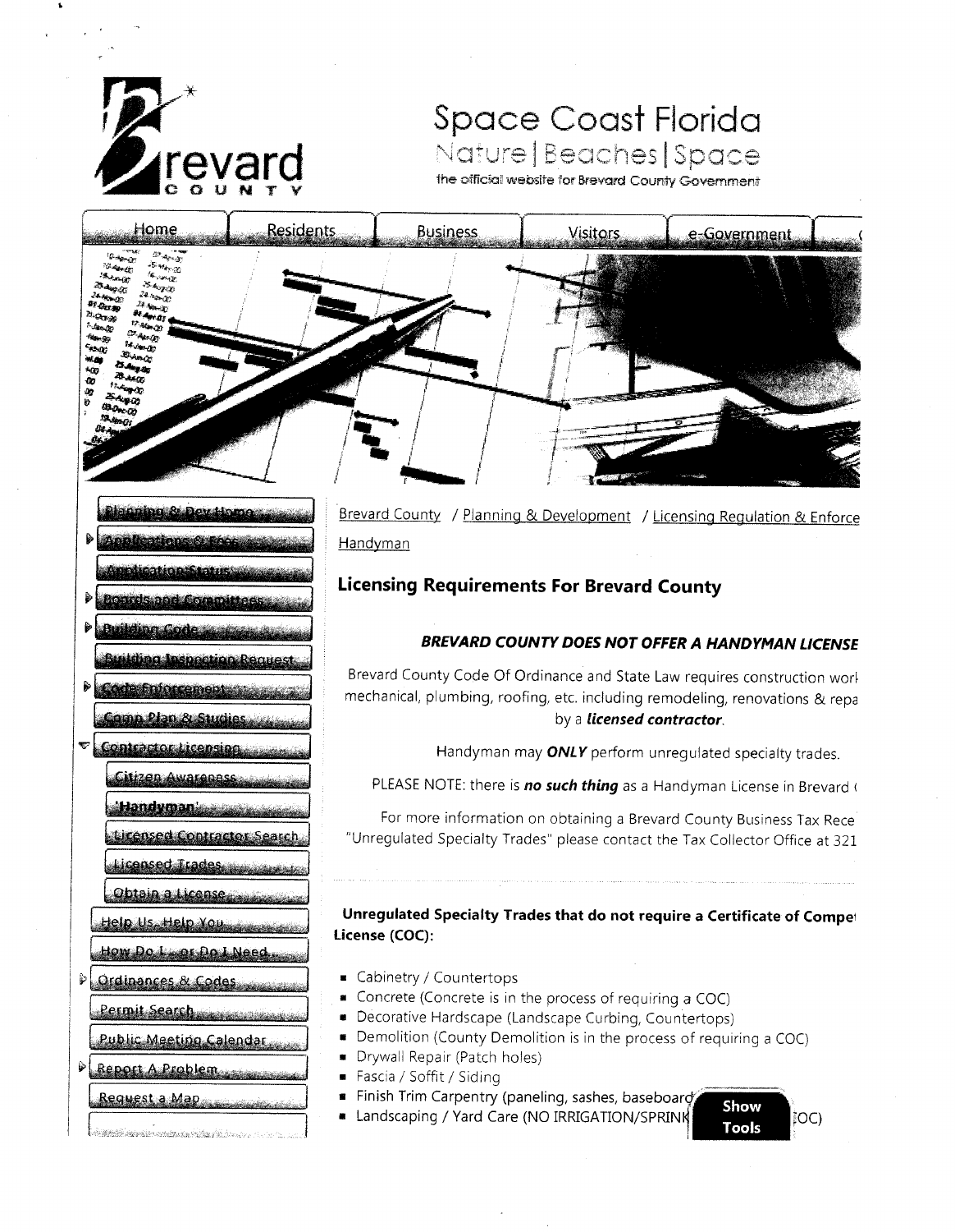# Space Coast Florida

Nature | Beaches | Space

the official website for Brevard County Government

Home | Residents | Business | Visitors | e-Government

- Planning & Dev Home
- Applications & Fees
- Application Status
- Boards and Committees
- Building Code
- Building Inspection Request
- Code Enforcement
- Comp Plan & Studies
- Contractor Licensing
  - Citizen Awareness
  - 'Handyman'
  - Licensed Contractor Search
  - Licensed Trades
  - Obtain a License
- Help Us, Help You
- How Do I... or Do I Need...
- Ordinances & Codes
- Permit Search
- Public Meeting Calendar
- Report A Problem
- Request a Map

Brevard County / Planning & Development / Licensing Regulation & Enforce

Handyman

## Licensing Requirements For Brevard County

### *BREVARD COUNTY DOES NOT OFFER A HANDYMAN LICENSE*

Brevard County Code Of Ordinance and State Law requires construction worl mechanical, plumbing, roofing, etc. including remodeling, renovations & repa by a ***licensed contractor***.

Handyman may ***ONLY*** perform unregulated specialty trades.

PLEASE NOTE: there is ***no such thing*** as a Handyman License in Brevard (

For more information on obtaining a Brevard County Business Tax Rece "Unregulated Specialty Trades" please contact the Tax Collector Office at 321

**Unregulated Specialty Trades that do not require a Certificate of Compe License (COC):**

- Cabinetry / Countertops
- Concrete (Concrete is in the process of requiring a COC)
- Decorative Hardscape (Landscape Curbing, Countertops)
- Demolition (County Demolition is in the process of requiring a COC)
- Drywall Repair (Patch holes)
- Fascia / Soffit / Siding
- Finish Trim Carpentry (paneling, sashes, baseboard
- Landscaping / Yard Care (NO IRRIGATION/SPRINK OC)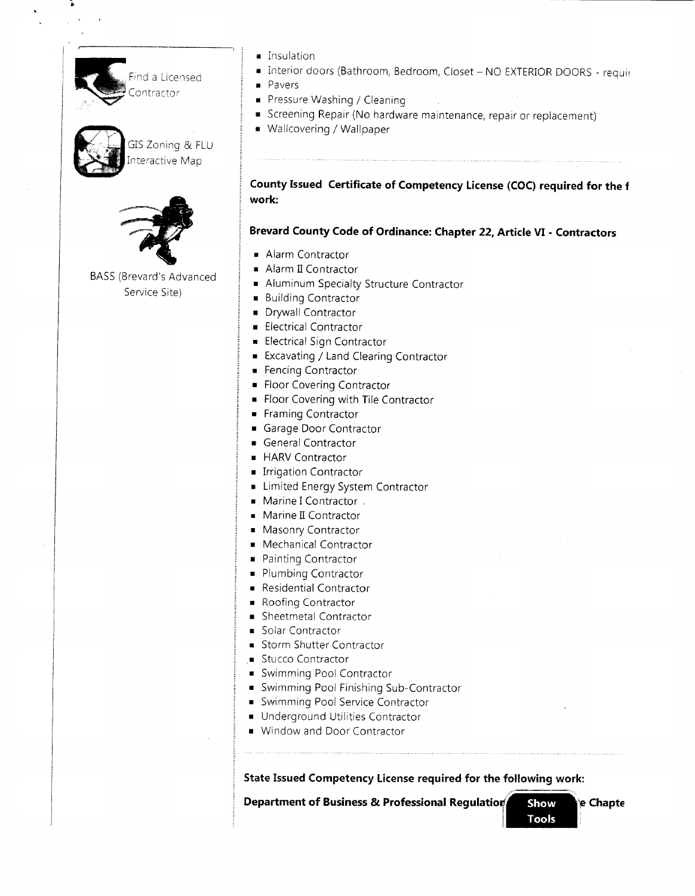Find a Licensed Contractor

GIS Zoning & FLU Interactive Map

BASS (Brevard's Advanced Service Site)

- Insulation
- Interior doors (Bathroom, Bedroom, Closet – NO EXTERIOR DOORS - requi
- Pavers
- Pressure Washing / Cleaning
- Screening Repair (No hardware maintenance, repair or replacement)
- Wallcovering / Wallpaper

**County Issued Certificate of Competency License (COC) required for the f work:**

**Brevard County Code of Ordinance: Chapter 22, Article VI - Contractors**

- Alarm Contractor
- Alarm II Contractor
- Aluminum Specialty Structure Contractor
- Building Contractor
- Drywall Contractor
- Electrical Contractor
- Electrical Sign Contractor
- Excavating / Land Clearing Contractor
- Fencing Contractor
- Floor Covering Contractor
- Floor Covering with Tile Contractor
- Framing Contractor
- Garage Door Contractor
- General Contractor
- HARV Contractor
- Irrigation Contractor
- Limited Energy System Contractor
- Marine I Contractor
- Marine II Contractor
- Masonry Contractor
- Mechanical Contractor
- Painting Contractor
- Plumbing Contractor
- Residential Contractor
- Roofing Contractor
- Sheetmetal Contractor
- Solar Contractor
- Storm Shutter Contractor
- Stucco Contractor
- Swimming Pool Contractor
- Swimming Pool Finishing Sub-Contractor
- Swimming Pool Service Contractor
- Underground Utilities Contractor
- Window and Door Contractor

**State Issued Competency License required for the following work:**

**Department of Business & Professional Regulation ... e Chapte**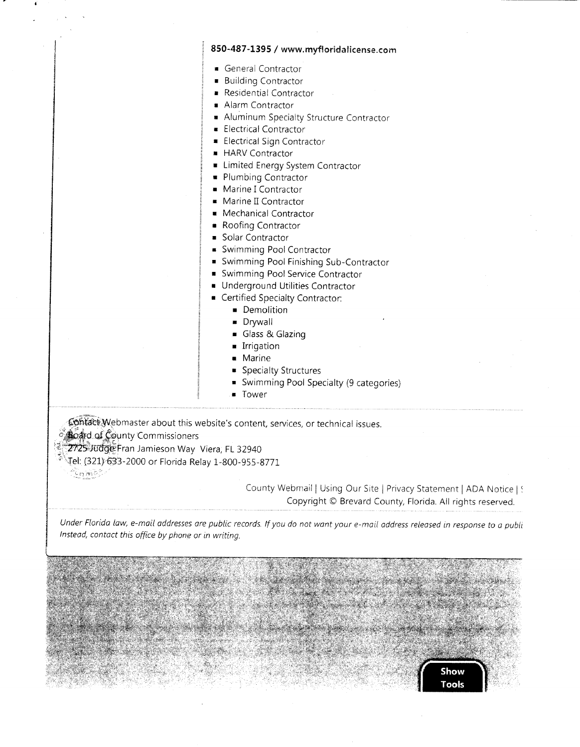**850-487-1395 / www.myfloridalicense.com**

- General Contractor
- Building Contractor
- Residential Contractor
- Alarm Contractor
- Aluminum Specialty Structure Contractor
- Electrical Contractor
- Electrical Sign Contractor
- HARV Contractor
- Limited Energy System Contractor
- Plumbing Contractor
- Marine I Contractor
- Marine II Contractor
- Mechanical Contractor
- Roofing Contractor
- Solar Contractor
- Swimming Pool Contractor
- Swimming Pool Finishing Sub-Contractor
- Swimming Pool Service Contractor
- Underground Utilities Contractor
- Certified Specialty Contractor:
  - Demolition
  - Drywall
  - Glass & Glazing
  - Irrigation
  - Marine
  - Specialty Structures
  - Swimming Pool Specialty (9 categories)
  - Tower

Contact Webmaster about this website's content, services, or technical issues.
Board of County Commissioners
2725 Judge Fran Jamieson Way Viera, FL 32940
Tel: (321) 633-2000 or Florida Relay 1-800-955-8771

County Webmail | Using Our Site | Privacy Statement | ADA Notice | S
Copyright © Brevard County, Florida. All rights reserved.

*Under Florida law, e-mail addresses are public records. If you do not want your e-mail address released in response to a publi*
*Instead, contact this office by phone or in writing.*

Show Tools